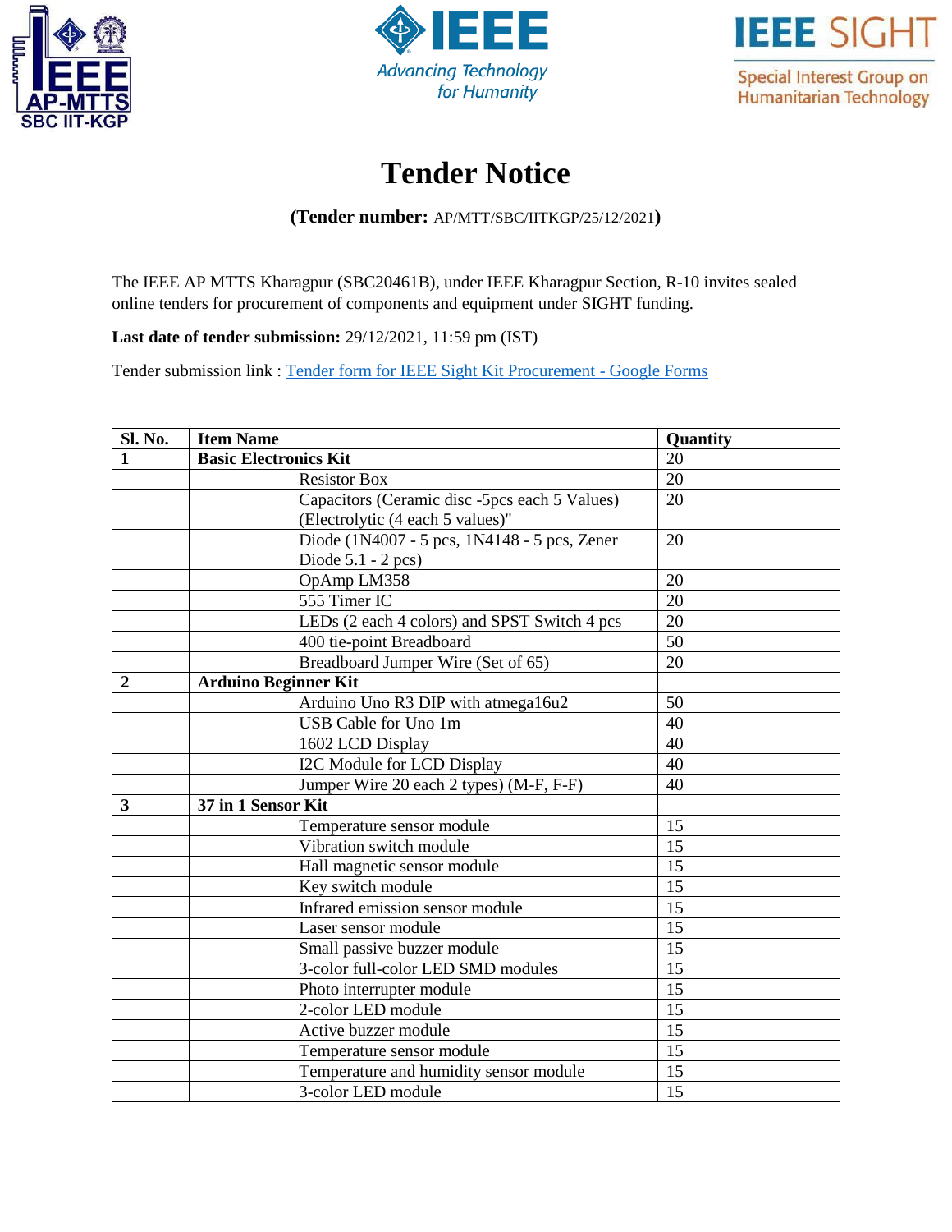# Tender Notice

**(Tender number:** AP/MTT/SBC/IITKGP/25/12/2021**)**

The IEEE AP MTTS Kharagpur (SBC20461B), under IEEE Kharagpur Section, R-10 invites sealed online tenders for procurement of components and equipment under SIGHT funding.

**Last date of tender submission:** 29/12/2021, 11:59 pm (IST)

Tender submission link : [Tender form for IEEE Sight Kit Procurement - Google Forms]()

| Sl. No. | Item Name | | Quantity |
|---|---|---|---|
| **1** | **Basic Electronics Kit** | | 20 |
| | | Resistor Box | 20 |
| | | Capacitors (Ceramic disc -5pcs each 5 Values) (Electrolytic (4 each 5 values)" | 20 |
| | | Diode (1N4007 - 5 pcs, 1N4148 - 5 pcs, Zener Diode 5.1 - 2 pcs) | 20 |
| | | OpAmp LM358 | 20 |
| | | 555 Timer IC | 20 |
| | | LEDs (2 each 4 colors) and SPST Switch 4 pcs | 20 |
| | | 400 tie-point Breadboard | 50 |
| | | Breadboard Jumper Wire (Set of 65) | 20 |
| **2** | **Arduino Beginner Kit** | | |
| | | Arduino Uno R3 DIP with atmega16u2 | 50 |
| | | USB Cable for Uno 1m | 40 |
| | | 1602 LCD Display | 40 |
| | | I2C Module for LCD Display | 40 |
| | | Jumper Wire 20 each 2 types) (M-F, F-F) | 40 |
| **3** | **37 in 1 Sensor Kit** | | |
| | | Temperature sensor module | 15 |
| | | Vibration switch module | 15 |
| | | Hall magnetic sensor module | 15 |
| | | Key switch module | 15 |
| | | Infrared emission sensor module | 15 |
| | | Laser sensor module | 15 |
| | | Small passive buzzer module | 15 |
| | | 3-color full-color LED SMD modules | 15 |
| | | Photo interrupter module | 15 |
| | | 2-color LED module | 15 |
| | | Active buzzer module | 15 |
| | | Temperature sensor module | 15 |
| | | Temperature and humidity sensor module | 15 |
| | | 3-color LED module | 15 |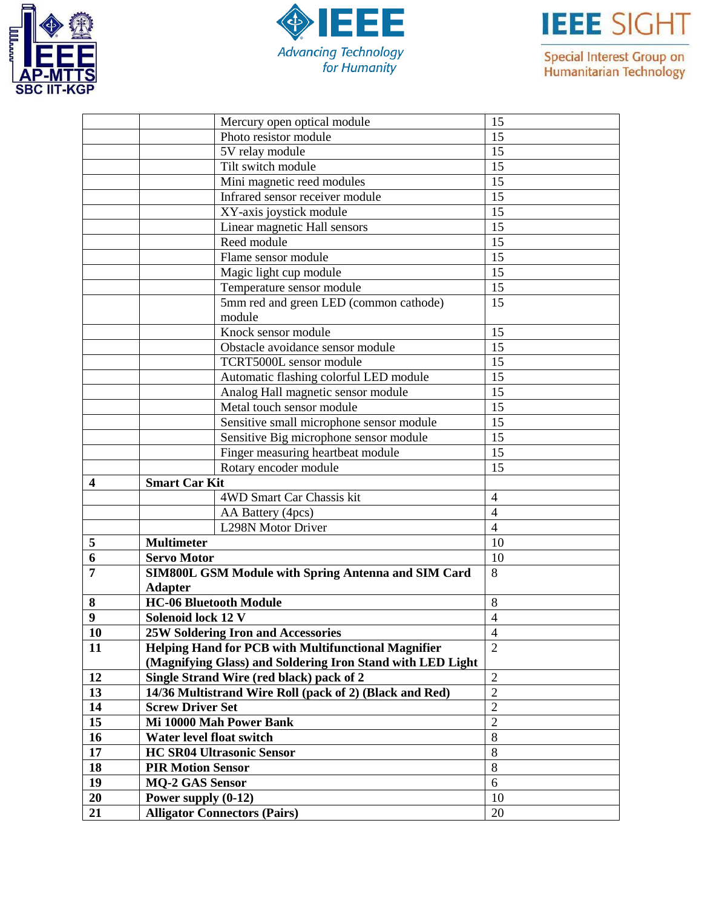| | | | |
|---|---|---|---|
| | | Mercury open optical module | 15 |
| | | Photo resistor module | 15 |
| | | 5V relay module | 15 |
| | | Tilt switch module | 15 |
| | | Mini magnetic reed modules | 15 |
| | | Infrared sensor receiver module | 15 |
| | | XY-axis joystick module | 15 |
| | | Linear magnetic Hall sensors | 15 |
| | | Reed module | 15 |
| | | Flame sensor module | 15 |
| | | Magic light cup module | 15 |
| | | Temperature sensor module | 15 |
| | | 5mm red and green LED (common cathode) module | 15 |
| | | Knock sensor module | 15 |
| | | Obstacle avoidance sensor module | 15 |
| | | TCRT5000L sensor module | 15 |
| | | Automatic flashing colorful LED module | 15 |
| | | Analog Hall magnetic sensor module | 15 |
| | | Metal touch sensor module | 15 |
| | | Sensitive small microphone sensor module | 15 |
| | | Sensitive Big microphone sensor module | 15 |
| | | Finger measuring heartbeat module | 15 |
| | | Rotary encoder module | 15 |
| **4** | **Smart Car Kit** | | |
| | | 4WD Smart Car Chassis kit | 4 |
| | | AA Battery (4pcs) | 4 |
| | | L298N Motor Driver | 4 |
| **5** | **Multimeter** | | 10 |
| **6** | **Servo Motor** | | 10 |
| **7** | **SIM800L GSM Module with Spring Antenna and SIM Card Adapter** | | 8 |
| **8** | **HC-06 Bluetooth Module** | | 8 |
| **9** | **Solenoid lock 12 V** | | 4 |
| **10** | **25W Soldering Iron and Accessories** | | 4 |
| **11** | **Helping Hand for PCB with Multifunctional Magnifier (Magnifying Glass) and Soldering Iron Stand with LED Light** | | 2 |
| **12** | **Single Strand Wire (red black) pack of 2** | | 2 |
| **13** | **14/36 Multistrand Wire Roll (pack of 2) (Black and Red)** | | 2 |
| **14** | **Screw Driver Set** | | 2 |
| **15** | **Mi 10000 Mah Power Bank** | | 2 |
| **16** | **Water level float switch** | | 8 |
| **17** | **HC SR04 Ultrasonic Sensor** | | 8 |
| **18** | **PIR Motion Sensor** | | 8 |
| **19** | **MQ-2 GAS Sensor** | | 6 |
| **20** | **Power supply (0-12)** | | 10 |
| **21** | **Alligator Connectors (Pairs)** | | 20 |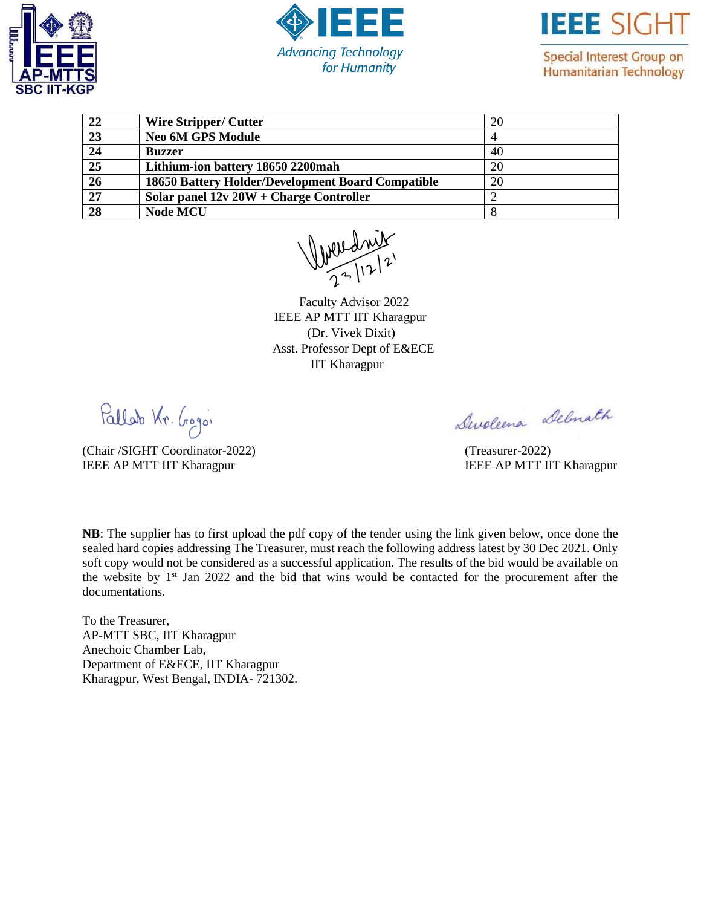| | | |
|---|---|---|
| **22** | **Wire Stripper/ Cutter** | 20 |
| **23** | **Neo 6M GPS Module** | 4 |
| **24** | **Buzzer** | 40 |
| **25** | **Lithium-ion battery 18650 2200mah** | 20 |
| **26** | **18650 Battery Holder/Development Board Compatible** | 20 |
| **27** | **Solar panel 12v 20W + Charge Controller** | 2 |
| **28** | **Node MCU** | 8 |

23/12/21

Faculty Advisor 2022
IEEE AP MTT IIT Kharagpur
(Dr. Vivek Dixit)
Asst. Professor Dept of E&ECE
IIT Kharagpur

Pallab Kr. Gogoi

(Chair /SIGHT Coordinator-2022)
IEEE AP MTT IIT Kharagpur

Devaleena Debnath

(Treasurer-2022)
IEEE AP MTT IIT Kharagpur

**NB**: The supplier has to first upload the pdf copy of the tender using the link given below, once done the sealed hard copies addressing The Treasurer, must reach the following address latest by 30 Dec 2021. Only soft copy would not be considered as a successful application. The results of the bid would be available on the website by 1st Jan 2022 and the bid that wins would be contacted for the procurement after the documentations.

To the Treasurer,
AP-MTT SBC, IIT Kharagpur
Anechoic Chamber Lab,
Department of E&ECE, IIT Kharagpur
Kharagpur, West Bengal, INDIA- 721302.